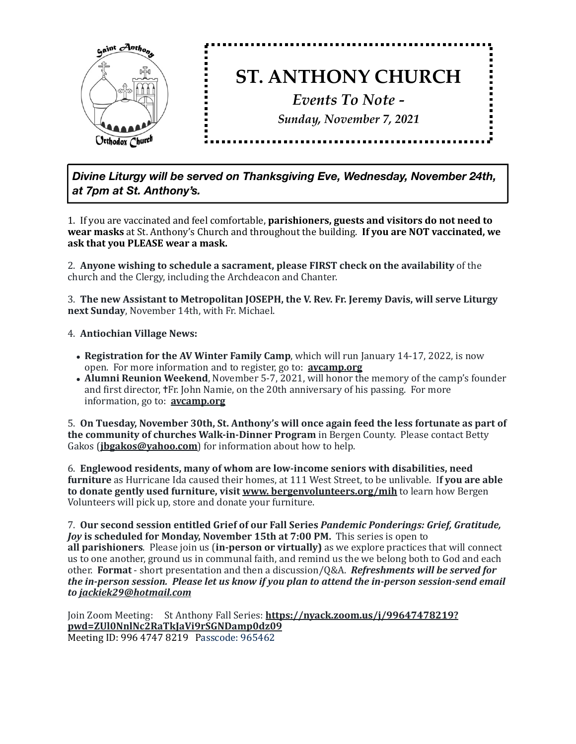# ST. ANTHONY CHURCH

*Events To Note -*

*Sunday, November 7, 2021*

***Divine Liturgy will be served on Thanksgiving Eve, Wednesday, November 24th, at 7pm at St. Anthony's.***

1. If you are vaccinated and feel comfortable, **parishioners, guests and visitors do not need to wear masks** at St. Anthony's Church and throughout the building. **If you are NOT vaccinated, we ask that you PLEASE wear a mask.**

2. **Anyone wishing to schedule a sacrament, please FIRST check on the availability** of the church and the Clergy, including the Archdeacon and Chanter.

3. **The new Assistant to Metropolitan JOSEPH, the V. Rev. Fr. Jeremy Davis, will serve Liturgy next Sunday**, November 14th, with Fr. Michael.

4. **Antiochian Village News:**

- **Registration for the AV Winter Family Camp**, which will run January 14-17, 2022, is now open. For more information and to register, go to: **avcamp.org**
- **Alumni Reunion Weekend**, November 5-7, 2021, will honor the memory of the camp's founder and first director, †Fr. John Namie, on the 20th anniversary of his passing. For more information, go to: **avcamp.org**

5. **On Tuesday, November 30th, St. Anthony's will once again feed the less fortunate as part of the community of churches Walk-in-Dinner Program** in Bergen County. Please contact Betty Gakos (**jbgakos@yahoo.com**) for information about how to help.

6. **Englewood residents, many of whom are low-income seniors with disabilities, need furniture** as Hurricane Ida caused their homes, at 111 West Street, to be unlivable. I**f you are able to donate gently used furniture, visit www. bergenvolunteers.org/mih** to learn how Bergen Volunteers will pick up, store and donate your furniture.

7. **Our second session entitled Grief of our Fall Series *Pandemic Ponderings: Grief, Gratitude, Joy* is scheduled for Monday, November 15th at 7:00 PM.** This series is open to **all parishioners**. Please join us (**in-person or virtually)** as we explore practices that will connect us to one another, ground us in communal faith, and remind us the we belong both to God and each other. **Format** - short presentation and then a discussion/Q&A. ***Refreshments will be served for the in-person session. Please let us know if you plan to attend the in-person session-send email to jackiek29@hotmail.com***

Join Zoom Meeting: St Anthony Fall Series: **https://nyack.zoom.us/j/99647478219?pwd=ZUl0NnlNc2RaTkJaVi9rSGNDamp0dz09**
Meeting ID: 996 4747 8219 Passcode: 965462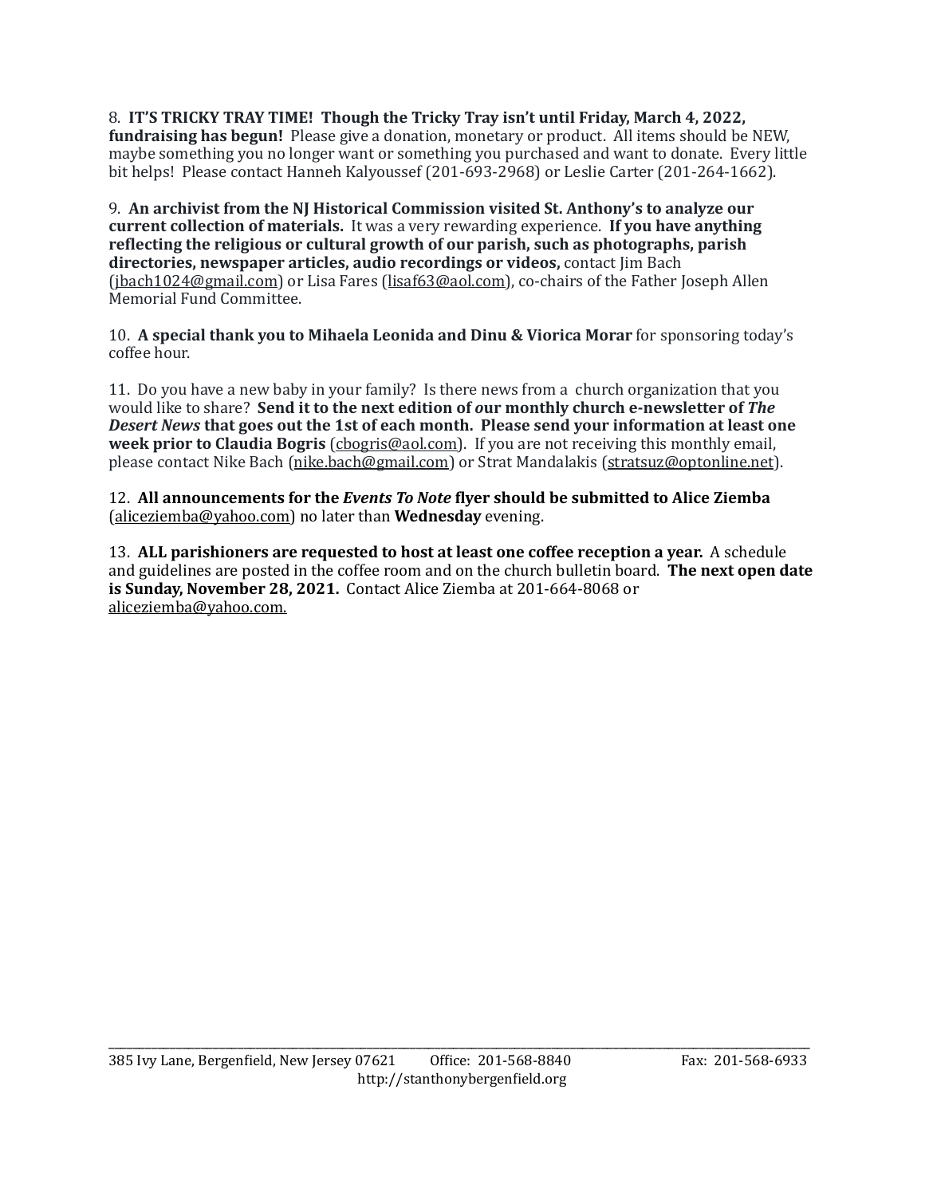8. **IT'S TRICKY TRAY TIME! Though the Tricky Tray isn't until Friday, March 4, 2022, fundraising has begun!** Please give a donation, monetary or product. All items should be NEW, maybe something you no longer want or something you purchased and want to donate. Every little bit helps! Please contact Hanneh Kalyoussef (201-693-2968) or Leslie Carter (201-264-1662).

9. **An archivist from the NJ Historical Commission visited St. Anthony's to analyze our current collection of materials.** It was a very rewarding experience. **If you have anything reflecting the religious or cultural growth of our parish, such as photographs, parish directories, newspaper articles, audio recordings or videos,** contact Jim Bach (jbach1024@gmail.com) or Lisa Fares (lisaf63@aol.com), co-chairs of the Father Joseph Allen Memorial Fund Committee.

10. **A special thank you to Mihaela Leonida and Dinu & Viorica Morar** for sponsoring today's coffee hour.

11. Do you have a new baby in your family? Is there news from a church organization that you would like to share? **Send it to the next edition of our monthly church e-newsletter of *The Desert News* that goes out the 1st of each month. Please send your information at least one week prior to Claudia Bogris** (cbogris@aol.com). If you are not receiving this monthly email, please contact Nike Bach (nike.bach@gmail.com) or Strat Mandalakis (stratsuz@optonline.net).

12. **All announcements for the *Events To Note* flyer should be submitted to Alice Ziemba** (aliceziemba@yahoo.com) no later than **Wednesday** evening.

13. **ALL parishioners are requested to host at least one coffee reception a year.** A schedule and guidelines are posted in the coffee room and on the church bulletin board. **The next open date is Sunday, November 28, 2021.** Contact Alice Ziemba at 201-664-8068 or aliceziemba@yahoo.com.